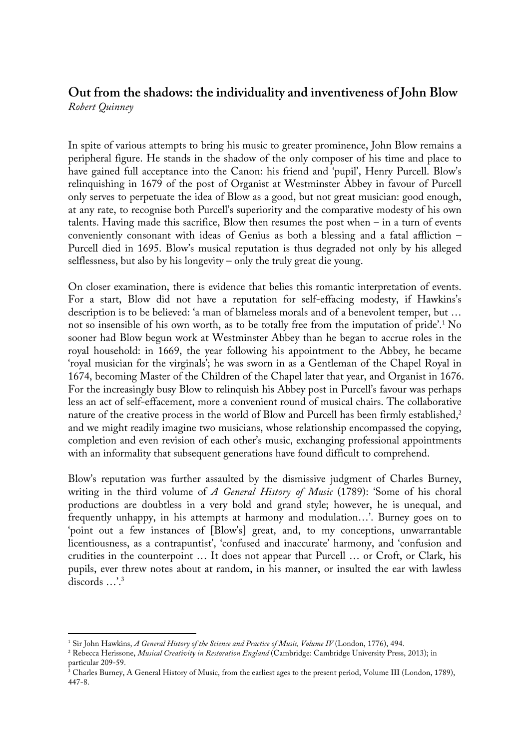## Out from the shadows: the individuality and inventiveness of John Blow

*Robert Quinney*

In spite of various attempts to bring his music to greater prominence, John Blow remains a peripheral figure. He stands in the shadow of the only composer of his time and place to have gained full acceptance into the Canon: his friend and 'pupil', Henry Purcell. Blow's relinquishing in 1679 of the post of Organist at Westminster Abbey in favour of Purcell only serves to perpetuate the idea of Blow as a good, but not great musician: good enough, at any rate, to recognise both Purcell's superiority and the comparative modesty of his own talents. Having made this sacrifice, Blow then resumes the post when – in a turn of events conveniently consonant with ideas of Genius as both a blessing and a fatal affliction – Purcell died in 1695. Blow's musical reputation is thus degraded not only by his alleged selflessness, but also by his longevity – only the truly great die young.

On closer examination, there is evidence that belies this romantic interpretation of events. For a start, Blow did not have a reputation for self-effacing modesty, if Hawkins's description is to be believed: 'a man of blameless morals and of a benevolent temper, but … not so insensible of his own worth, as to be totally free from the imputation of pride'.[1] No sooner had Blow begun work at Westminster Abbey than he began to accrue roles in the royal household: in 1669, the year following his appointment to the Abbey, he became 'royal musician for the virginals'; he was sworn in as a Gentleman of the Chapel Royal in 1674, becoming Master of the Children of the Chapel later that year, and Organist in 1676. For the increasingly busy Blow to relinquish his Abbey post in Purcell's favour was perhaps less an act of self-effacement, more a convenient round of musical chairs. The collaborative nature of the creative process in the world of Blow and Purcell has been firmly established,[2] and we might readily imagine two musicians, whose relationship encompassed the copying, completion and even revision of each other's music, exchanging professional appointments with an informality that subsequent generations have found difficult to comprehend.

Blow's reputation was further assaulted by the dismissive judgment of Charles Burney, writing in the third volume of *A General History of Music* (1789): 'Some of his choral productions are doubtless in a very bold and grand style; however, he is unequal, and frequently unhappy, in his attempts at harmony and modulation…'. Burney goes on to 'point out a few instances of [Blow's] great, and, to my conceptions, unwarrantable licentiousness, as a contrapuntist', 'confused and inaccurate' harmony, and 'confusion and crudities in the counterpoint … It does not appear that Purcell … or Croft, or Clark, his pupils, ever threw notes about at random, in his manner, or insulted the ear with lawless discords …'.[3]

---

[1] Sir John Hawkins, *A General History of the Science and Practice of Music, Volume IV* (London, 1776), 494.

[2] Rebecca Herissone, *Musical Creativity in Restoration England* (Cambridge: Cambridge University Press, 2013); in particular 209-59.

[3] Charles Burney, A General History of Music, from the earliest ages to the present period, Volume III (London, 1789), 447-8.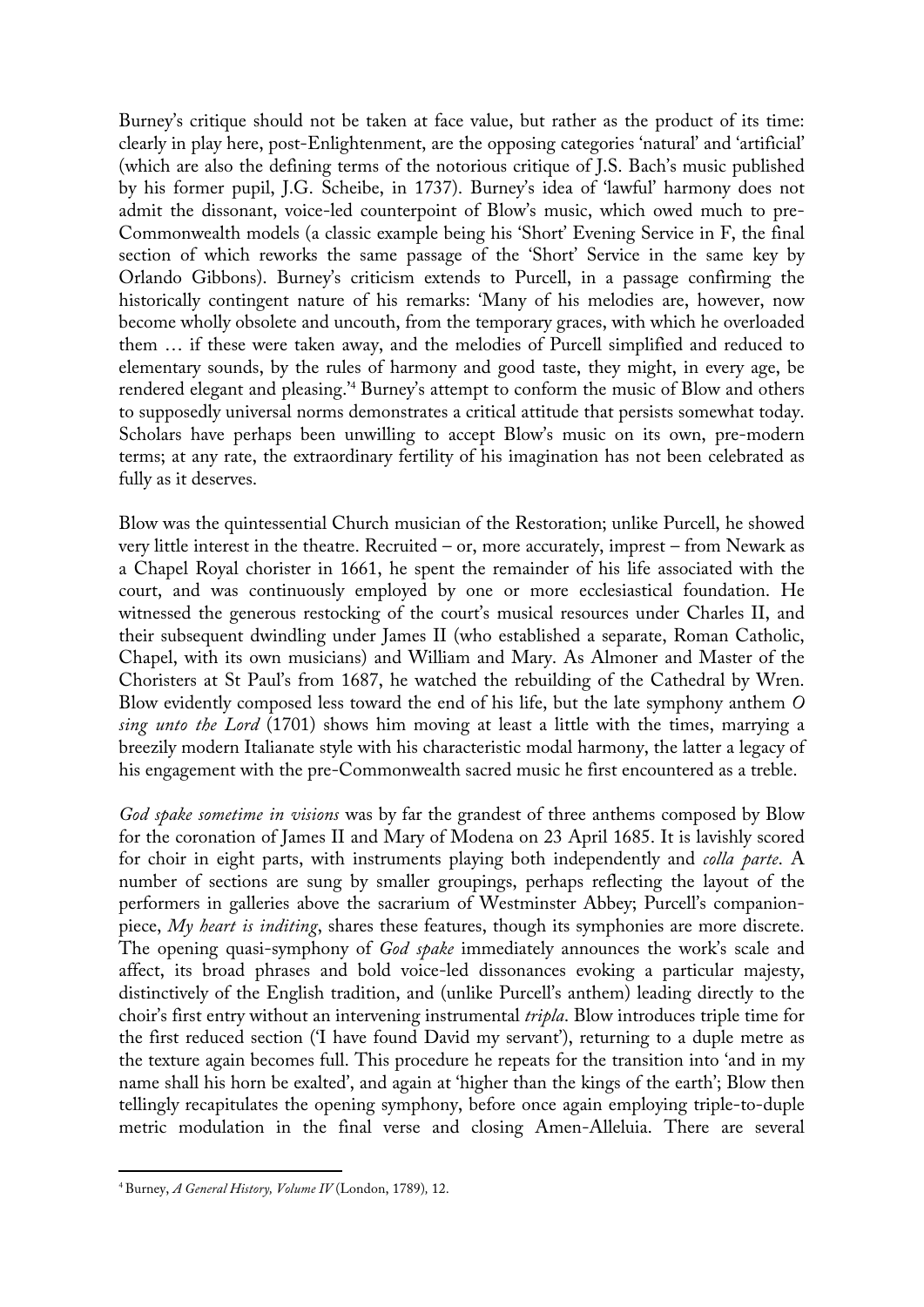Burney's critique should not be taken at face value, but rather as the product of its time: clearly in play here, post-Enlightenment, are the opposing categories 'natural' and 'artificial' (which are also the defining terms of the notorious critique of J.S. Bach's music published by his former pupil, J.G. Scheibe, in 1737). Burney's idea of 'lawful' harmony does not admit the dissonant, voice-led counterpoint of Blow's music, which owed much to pre-Commonwealth models (a classic example being his 'Short' Evening Service in F, the final section of which reworks the same passage of the 'Short' Service in the same key by Orlando Gibbons). Burney's criticism extends to Purcell, in a passage confirming the historically contingent nature of his remarks: 'Many of his melodies are, however, now become wholly obsolete and uncouth, from the temporary graces, with which he overloaded them … if these were taken away, and the melodies of Purcell simplified and reduced to elementary sounds, by the rules of harmony and good taste, they might, in every age, be rendered elegant and pleasing.'[4] Burney's attempt to conform the music of Blow and others to supposedly universal norms demonstrates a critical attitude that persists somewhat today. Scholars have perhaps been unwilling to accept Blow's music on its own, pre-modern terms; at any rate, the extraordinary fertility of his imagination has not been celebrated as fully as it deserves.

Blow was the quintessential Church musician of the Restoration; unlike Purcell, he showed very little interest in the theatre. Recruited – or, more accurately, imprest – from Newark as a Chapel Royal chorister in 1661, he spent the remainder of his life associated with the court, and was continuously employed by one or more ecclesiastical foundation. He witnessed the generous restocking of the court's musical resources under Charles II, and their subsequent dwindling under James II (who established a separate, Roman Catholic, Chapel, with its own musicians) and William and Mary. As Almoner and Master of the Choristers at St Paul's from 1687, he watched the rebuilding of the Cathedral by Wren. Blow evidently composed less toward the end of his life, but the late symphony anthem *O sing unto the Lord* (1701) shows him moving at least a little with the times, marrying a breezily modern Italianate style with his characteristic modal harmony, the latter a legacy of his engagement with the pre-Commonwealth sacred music he first encountered as a treble.

*God spake sometime in visions* was by far the grandest of three anthems composed by Blow for the coronation of James II and Mary of Modena on 23 April 1685. It is lavishly scored for choir in eight parts, with instruments playing both independently and *colla parte*. A number of sections are sung by smaller groupings, perhaps reflecting the layout of the performers in galleries above the sacrarium of Westminster Abbey; Purcell's companion-piece, *My heart is inditing*, shares these features, though its symphonies are more discrete. The opening quasi-symphony of *God spake* immediately announces the work's scale and affect, its broad phrases and bold voice-led dissonances evoking a particular majesty, distinctively of the English tradition, and (unlike Purcell's anthem) leading directly to the choir's first entry without an intervening instrumental *tripla*. Blow introduces triple time for the first reduced section ('I have found David my servant'), returning to a duple metre as the texture again becomes full. This procedure he repeats for the transition into 'and in my name shall his horn be exalted', and again at 'higher than the kings of the earth'; Blow then tellingly recapitulates the opening symphony, before once again employing triple-to-duple metric modulation in the final verse and closing Amen-Alleluia. There are several

[4] Burney, *A General History, Volume IV* (London, 1789), 12.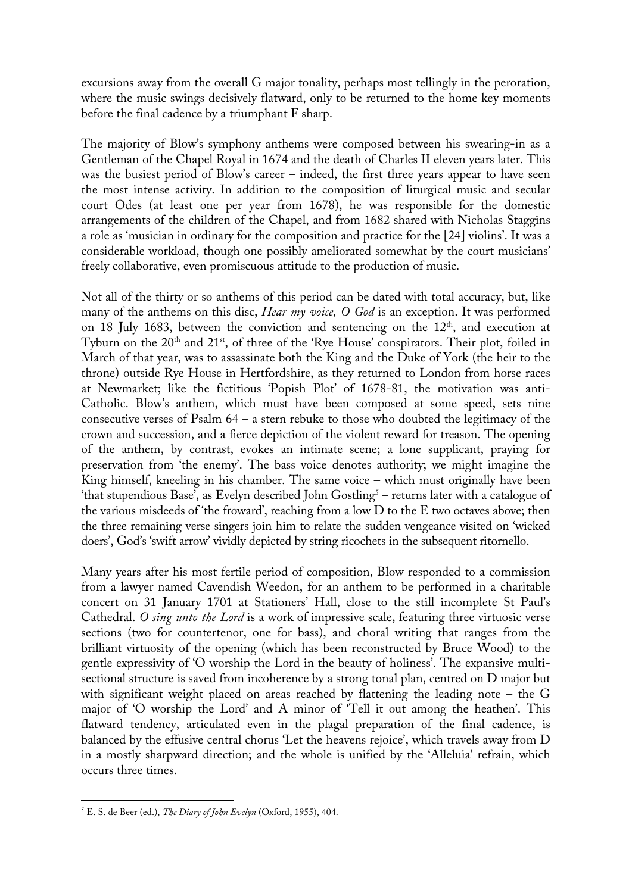excursions away from the overall G major tonality, perhaps most tellingly in the peroration, where the music swings decisively flatward, only to be returned to the home key moments before the final cadence by a triumphant F sharp.

The majority of Blow's symphony anthems were composed between his swearing-in as a Gentleman of the Chapel Royal in 1674 and the death of Charles II eleven years later. This was the busiest period of Blow's career – indeed, the first three years appear to have seen the most intense activity. In addition to the composition of liturgical music and secular court Odes (at least one per year from 1678), he was responsible for the domestic arrangements of the children of the Chapel, and from 1682 shared with Nicholas Staggins a role as 'musician in ordinary for the composition and practice for the [24] violins'. It was a considerable workload, though one possibly ameliorated somewhat by the court musicians' freely collaborative, even promiscuous attitude to the production of music.

Not all of the thirty or so anthems of this period can be dated with total accuracy, but, like many of the anthems on this disc, *Hear my voice, O God* is an exception. It was performed on 18 July 1683, between the conviction and sentencing on the 12th, and execution at Tyburn on the 20th and 21st, of three of the 'Rye House' conspirators. Their plot, foiled in March of that year, was to assassinate both the King and the Duke of York (the heir to the throne) outside Rye House in Hertfordshire, as they returned to London from horse races at Newmarket; like the fictitious 'Popish Plot' of 1678-81, the motivation was anti-Catholic. Blow's anthem, which must have been composed at some speed, sets nine consecutive verses of Psalm 64 – a stern rebuke to those who doubted the legitimacy of the crown and succession, and a fierce depiction of the violent reward for treason. The opening of the anthem, by contrast, evokes an intimate scene; a lone supplicant, praying for preservation from 'the enemy'. The bass voice denotes authority; we might imagine the King himself, kneeling in his chamber. The same voice – which must originally have been 'that stupendious Base', as Evelyn described John Gostling[5] – returns later with a catalogue of the various misdeeds of 'the froward', reaching from a low D to the E two octaves above; then the three remaining verse singers join him to relate the sudden vengeance visited on 'wicked doers', God's 'swift arrow' vividly depicted by string ricochets in the subsequent ritornello.

Many years after his most fertile period of composition, Blow responded to a commission from a lawyer named Cavendish Weedon, for an anthem to be performed in a charitable concert on 31 January 1701 at Stationers' Hall, close to the still incomplete St Paul's Cathedral. *O sing unto the Lord* is a work of impressive scale, featuring three virtuosic verse sections (two for countertenor, one for bass), and choral writing that ranges from the brilliant virtuosity of the opening (which has been reconstructed by Bruce Wood) to the gentle expressivity of 'O worship the Lord in the beauty of holiness'. The expansive multi-sectional structure is saved from incoherence by a strong tonal plan, centred on D major but with significant weight placed on areas reached by flattening the leading note – the G major of 'O worship the Lord' and A minor of 'Tell it out among the heathen'. This flatward tendency, articulated even in the plagal preparation of the final cadence, is balanced by the effusive central chorus 'Let the heavens rejoice', which travels away from D in a mostly sharpward direction; and the whole is unified by the 'Alleluia' refrain, which occurs three times.

[5] E. S. de Beer (ed.), *The Diary of John Evelyn* (Oxford, 1955), 404.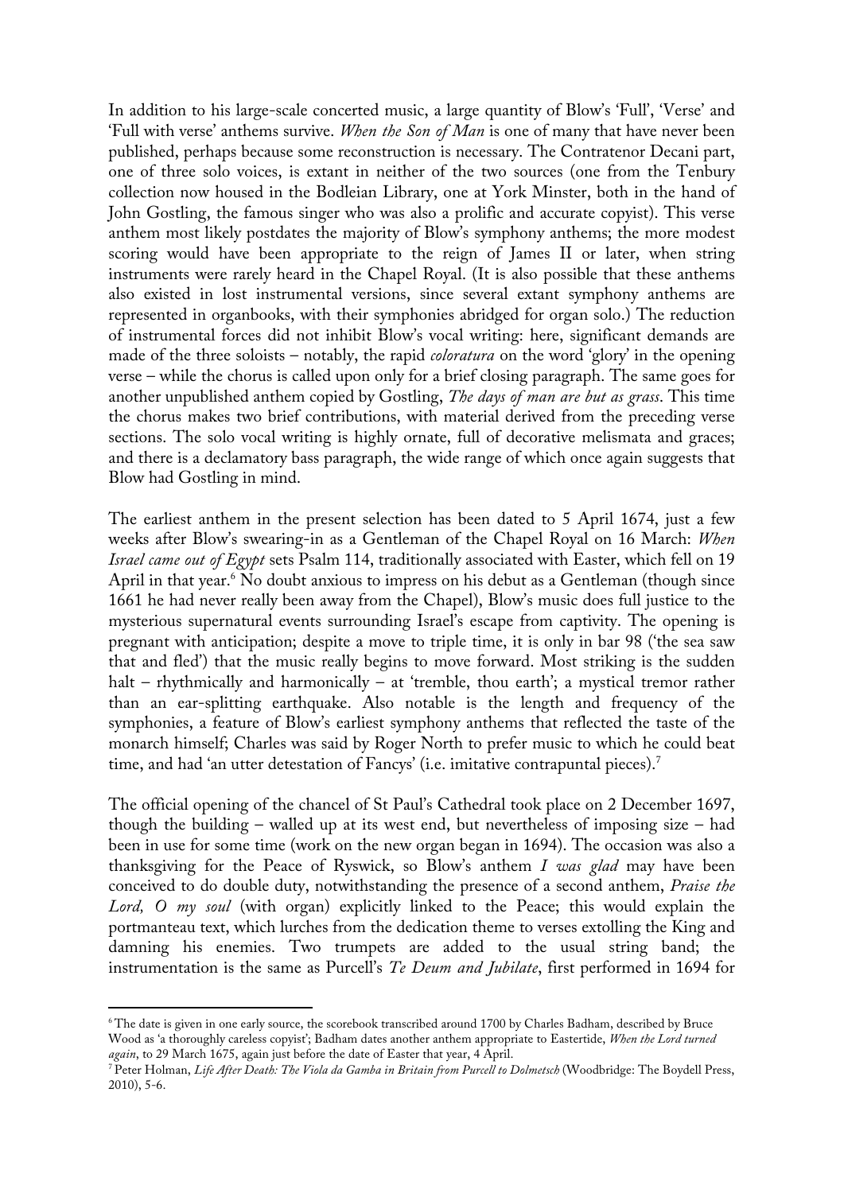In addition to his large-scale concerted music, a large quantity of Blow's 'Full', 'Verse' and 'Full with verse' anthems survive. *When the Son of Man* is one of many that have never been published, perhaps because some reconstruction is necessary. The Contratenor Decani part, one of three solo voices, is extant in neither of the two sources (one from the Tenbury collection now housed in the Bodleian Library, one at York Minster, both in the hand of John Gostling, the famous singer who was also a prolific and accurate copyist). This verse anthem most likely postdates the majority of Blow's symphony anthems; the more modest scoring would have been appropriate to the reign of James II or later, when string instruments were rarely heard in the Chapel Royal. (It is also possible that these anthems also existed in lost instrumental versions, since several extant symphony anthems are represented in organbooks, with their symphonies abridged for organ solo.) The reduction of instrumental forces did not inhibit Blow's vocal writing: here, significant demands are made of the three soloists – notably, the rapid *coloratura* on the word 'glory' in the opening verse – while the chorus is called upon only for a brief closing paragraph. The same goes for another unpublished anthem copied by Gostling, *The days of man are but as grass*. This time the chorus makes two brief contributions, with material derived from the preceding verse sections. The solo vocal writing is highly ornate, full of decorative melismata and graces; and there is a declamatory bass paragraph, the wide range of which once again suggests that Blow had Gostling in mind.

The earliest anthem in the present selection has been dated to 5 April 1674, just a few weeks after Blow's swearing-in as a Gentleman of the Chapel Royal on 16 March: *When Israel came out of Egypt* sets Psalm 114, traditionally associated with Easter, which fell on 19 April in that year.[6] No doubt anxious to impress on his debut as a Gentleman (though since 1661 he had never really been away from the Chapel), Blow's music does full justice to the mysterious supernatural events surrounding Israel's escape from captivity. The opening is pregnant with anticipation; despite a move to triple time, it is only in bar 98 ('the sea saw that and fled') that the music really begins to move forward. Most striking is the sudden halt – rhythmically and harmonically – at 'tremble, thou earth'; a mystical tremor rather than an ear-splitting earthquake. Also notable is the length and frequency of the symphonies, a feature of Blow's earliest symphony anthems that reflected the taste of the monarch himself; Charles was said by Roger North to prefer music to which he could beat time, and had 'an utter detestation of Fancys' (i.e. imitative contrapuntal pieces).[7]

The official opening of the chancel of St Paul's Cathedral took place on 2 December 1697, though the building – walled up at its west end, but nevertheless of imposing size – had been in use for some time (work on the new organ began in 1694). The occasion was also a thanksgiving for the Peace of Ryswick, so Blow's anthem *I was glad* may have been conceived to do double duty, notwithstanding the presence of a second anthem, *Praise the Lord, O my soul* (with organ) explicitly linked to the Peace; this would explain the portmanteau text, which lurches from the dedication theme to verses extolling the King and damning his enemies. Two trumpets are added to the usual string band; the instrumentation is the same as Purcell's *Te Deum and Jubilate*, first performed in 1694 for

---

[6] The date is given in one early source, the scorebook transcribed around 1700 by Charles Badham, described by Bruce Wood as 'a thoroughly careless copyist'; Badham dates another anthem appropriate to Eastertide, *When the Lord turned again*, to 29 March 1675, again just before the date of Easter that year, 4 April.

[7] Peter Holman, *Life After Death: The Viola da Gamba in Britain from Purcell to Dolmetsch* (Woodbridge: The Boydell Press, 2010), 5-6.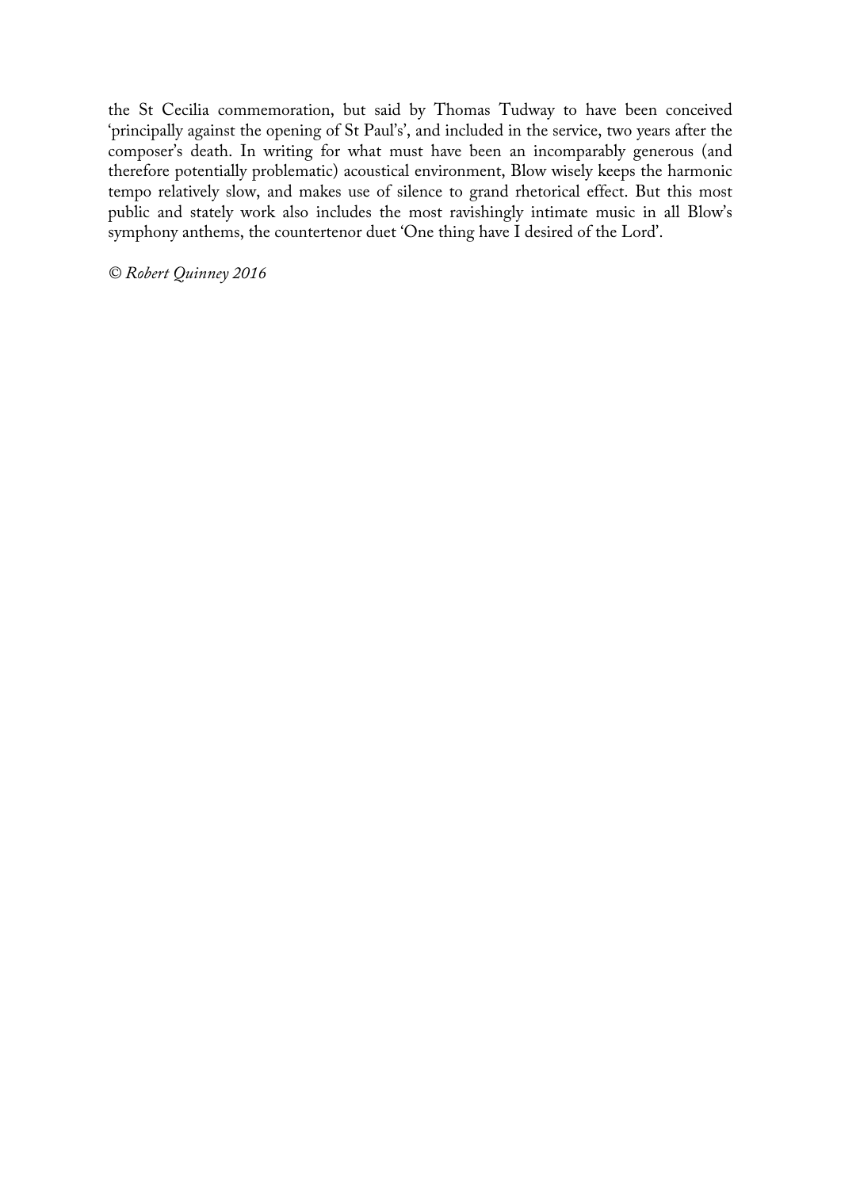the St Cecilia commemoration, but said by Thomas Tudway to have been conceived 'principally against the opening of St Paul's', and included in the service, two years after the composer's death. In writing for what must have been an incomparably generous (and therefore potentially problematic) acoustical environment, Blow wisely keeps the harmonic tempo relatively slow, and makes use of silence to grand rhetorical effect. But this most public and stately work also includes the most ravishingly intimate music in all Blow's symphony anthems, the countertenor duet 'One thing have I desired of the Lord'.

*© Robert Quinney 2016*